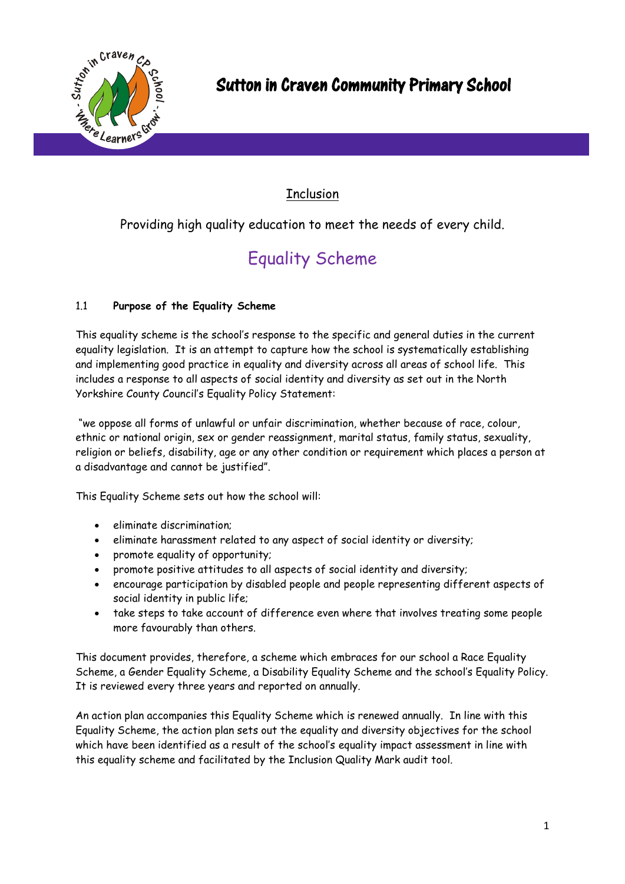# Sutton in Craven Community Primary School

## Inclusion

Providing high quality education to meet the needs of every child.

# Equality Scheme

### 1.1 Purpose of the Equality Scheme

This equality scheme is the school's response to the specific and general duties in the current equality legislation. It is an attempt to capture how the school is systematically establishing and implementing good practice in equality and diversity across all areas of school life. This includes a response to all aspects of social identity and diversity as set out in the North Yorkshire County Council's Equality Policy Statement:

"we oppose all forms of unlawful or unfair discrimination, whether because of race, colour, ethnic or national origin, sex or gender reassignment, marital status, family status, sexuality, religion or beliefs, disability, age or any other condition or requirement which places a person at a disadvantage and cannot be justified".

This Equality Scheme sets out how the school will:

- eliminate discrimination;
- eliminate harassment related to any aspect of social identity or diversity;
- promote equality of opportunity;
- promote positive attitudes to all aspects of social identity and diversity;
- encourage participation by disabled people and people representing different aspects of social identity in public life;
- take steps to take account of difference even where that involves treating some people more favourably than others.

This document provides, therefore, a scheme which embraces for our school a Race Equality Scheme, a Gender Equality Scheme, a Disability Equality Scheme and the school's Equality Policy. It is reviewed every three years and reported on annually.

An action plan accompanies this Equality Scheme which is renewed annually. In line with this Equality Scheme, the action plan sets out the equality and diversity objectives for the school which have been identified as a result of the school's equality impact assessment in line with this equality scheme and facilitated by the Inclusion Quality Mark audit tool.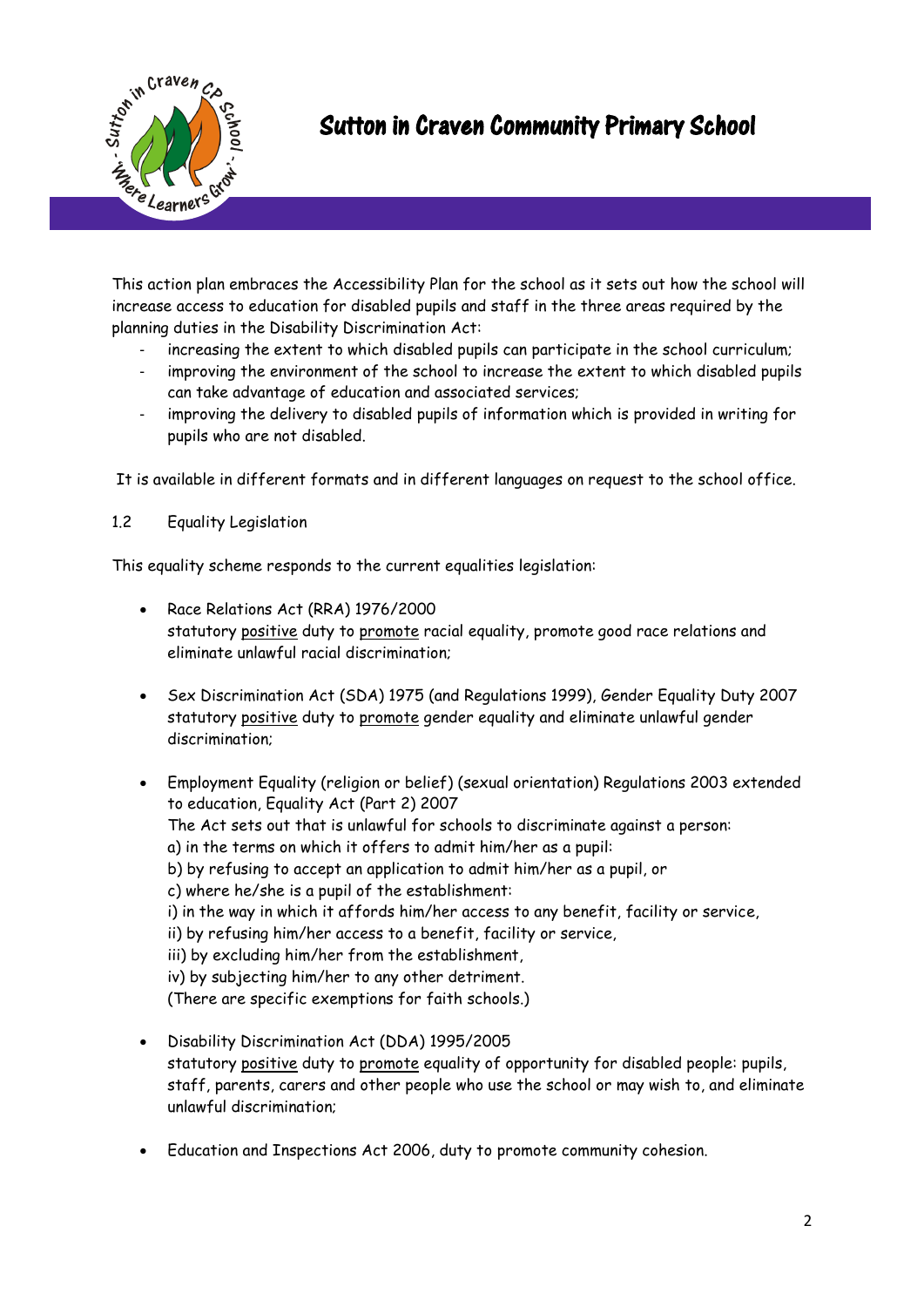This action plan embraces the Accessibility Plan for the school as it sets out how the school will increase access to education for disabled pupils and staff in the three areas required by the planning duties in the Disability Discrimination Act:

- increasing the extent to which disabled pupils can participate in the school curriculum;
- improving the environment of the school to increase the extent to which disabled pupils can take advantage of education and associated services;
- improving the delivery to disabled pupils of information which is provided in writing for pupils who are not disabled.

It is available in different formats and in different languages on request to the school office.

1.2 Equality Legislation

This equality scheme responds to the current equalities legislation:

- Race Relations Act (RRA) 1976/2000
  statutory <u>positive</u> duty to <u>promote</u> racial equality, promote good race relations and eliminate unlawful racial discrimination;

- Sex Discrimination Act (SDA) 1975 (and Regulations 1999), Gender Equality Duty 2007
  statutory <u>positive</u> duty to <u>promote</u> gender equality and eliminate unlawful gender discrimination;

- Employment Equality (religion or belief) (sexual orientation) Regulations 2003 extended to education, Equality Act (Part 2) 2007
  The Act sets out that is unlawful for schools to discriminate against a person:
  a) in the terms on which it offers to admit him/her as a pupil:
  b) by refusing to accept an application to admit him/her as a pupil, or
  c) where he/she is a pupil of the establishment:
  i) in the way in which it affords him/her access to any benefit, facility or service,
  ii) by refusing him/her access to a benefit, facility or service,
  iii) by excluding him/her from the establishment,
  iv) by subjecting him/her to any other detriment.
  (There are specific exemptions for faith schools.)

- Disability Discrimination Act (DDA) 1995/2005
  statutory <u>positive</u> duty to <u>promote</u> equality of opportunity for disabled people: pupils, staff, parents, carers and other people who use the school or may wish to, and eliminate unlawful discrimination;

- Education and Inspections Act 2006, duty to promote community cohesion.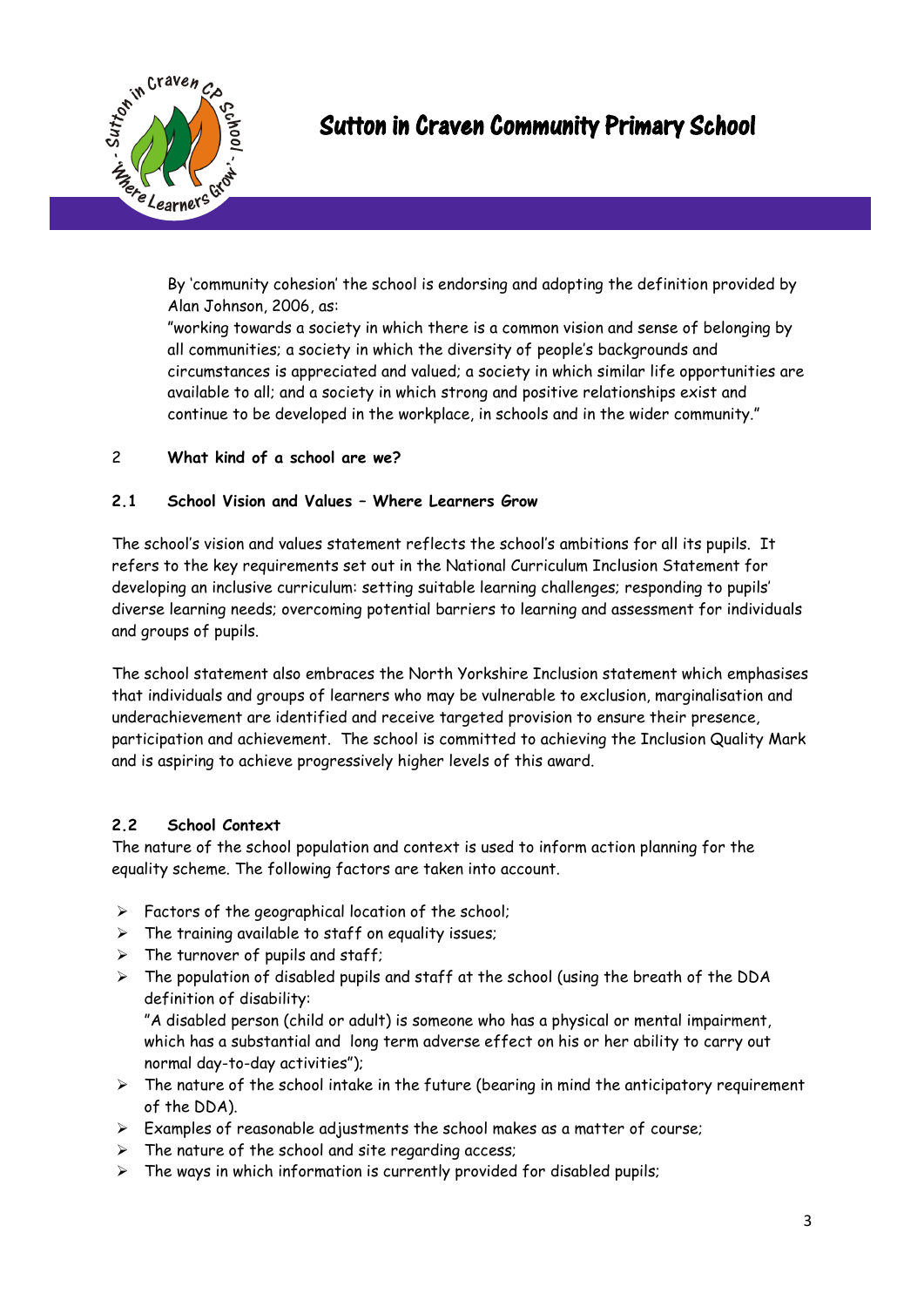By 'community cohesion' the school is endorsing and adopting the definition provided by Alan Johnson, 2006, as:
"working towards a society in which there is a common vision and sense of belonging by all communities; a society in which the diversity of people's backgrounds and circumstances is appreciated and valued; a society in which similar life opportunities are available to all; and a society in which strong and positive relationships exist and continue to be developed in the workplace, in schools and in the wider community."

## 2 What kind of a school are we?

### 2.1 School Vision and Values – Where Learners Grow

The school's vision and values statement reflects the school's ambitions for all its pupils. It refers to the key requirements set out in the National Curriculum Inclusion Statement for developing an inclusive curriculum: setting suitable learning challenges; responding to pupils' diverse learning needs; overcoming potential barriers to learning and assessment for individuals and groups of pupils.

The school statement also embraces the North Yorkshire Inclusion statement which emphasises that individuals and groups of learners who may be vulnerable to exclusion, marginalisation and underachievement are identified and receive targeted provision to ensure their presence, participation and achievement. The school is committed to achieving the Inclusion Quality Mark and is aspiring to achieve progressively higher levels of this award.

### 2.2 School Context

The nature of the school population and context is used to inform action planning for the equality scheme. The following factors are taken into account.

- Factors of the geographical location of the school;
- The training available to staff on equality issues;
- The turnover of pupils and staff;
- The population of disabled pupils and staff at the school (using the breath of the DDA definition of disability:
  "A disabled person (child or adult) is someone who has a physical or mental impairment, which has a substantial and long term adverse effect on his or her ability to carry out normal day-to-day activities");
- The nature of the school intake in the future (bearing in mind the anticipatory requirement of the DDA).
- Examples of reasonable adjustments the school makes as a matter of course;
- The nature of the school and site regarding access;
- The ways in which information is currently provided for disabled pupils;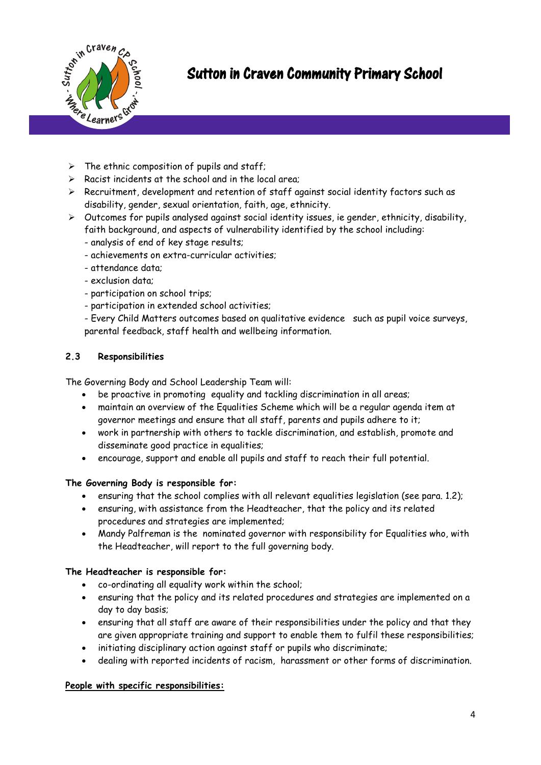- The ethnic composition of pupils and staff;
- Racist incidents at the school and in the local area;
- Recruitment, development and retention of staff against social identity factors such as disability, gender, sexual orientation, faith, age, ethnicity.
- Outcomes for pupils analysed against social identity issues, ie gender, ethnicity, disability, faith background, and aspects of vulnerability identified by the school including:
  - analysis of end of key stage results;
  - achievements on extra-curricular activities;
  - attendance data;
  - exclusion data;
  - participation on school trips;
  - participation in extended school activities;
  - Every Child Matters outcomes based on qualitative evidence such as pupil voice surveys, parental feedback, staff health and wellbeing information.

### 2.3 Responsibilities

The Governing Body and School Leadership Team will:

- be proactive in promoting equality and tackling discrimination in all areas;
- maintain an overview of the Equalities Scheme which will be a regular agenda item at governor meetings and ensure that all staff, parents and pupils adhere to it;
- work in partnership with others to tackle discrimination, and establish, promote and disseminate good practice in equalities;
- encourage, support and enable all pupils and staff to reach their full potential.

**The Governing Body is responsible for:**

- ensuring that the school complies with all relevant equalities legislation (see para. 1.2);
- ensuring, with assistance from the Headteacher, that the policy and its related procedures and strategies are implemented;
- Mandy Palfreman is the nominated governor with responsibility for Equalities who, with the Headteacher, will report to the full governing body.

**The Headteacher is responsible for:**

- co-ordinating all equality work within the school;
- ensuring that the policy and its related procedures and strategies are implemented on a day to day basis;
- ensuring that all staff are aware of their responsibilities under the policy and that they are given appropriate training and support to enable them to fulfil these responsibilities;
- initiating disciplinary action against staff or pupils who discriminate;
- dealing with reported incidents of racism, harassment or other forms of discrimination.

**People with specific responsibilities:**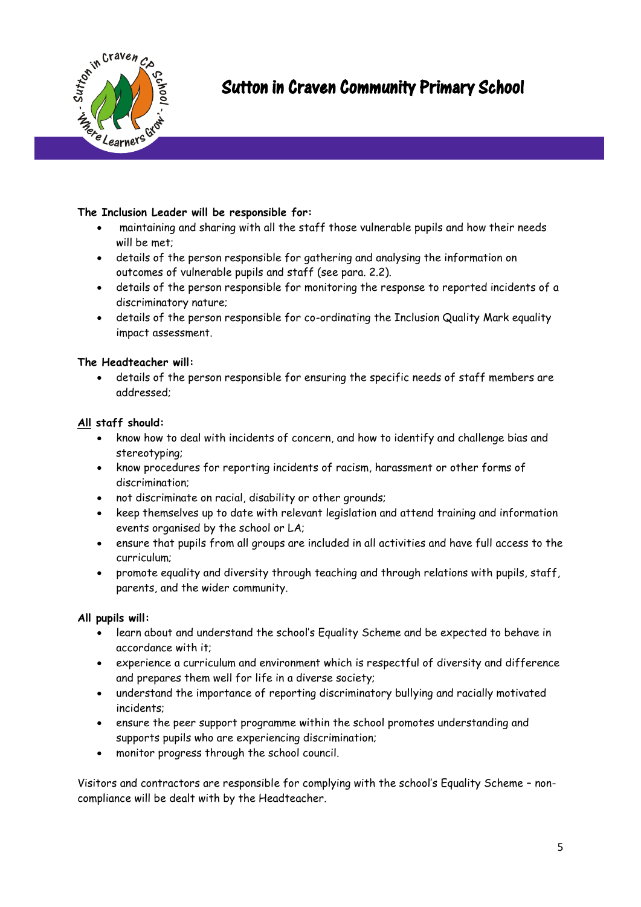**The Inclusion Leader will be responsible for:**

- maintaining and sharing with all the staff those vulnerable pupils and how their needs will be met;
- details of the person responsible for gathering and analysing the information on outcomes of vulnerable pupils and staff (see para. 2.2).
- details of the person responsible for monitoring the response to reported incidents of a discriminatory nature;
- details of the person responsible for co-ordinating the Inclusion Quality Mark equality impact assessment.

**The Headteacher will:**

- details of the person responsible for ensuring the specific needs of staff members are addressed;

**<u>All</u> staff should:**

- know how to deal with incidents of concern, and how to identify and challenge bias and stereotyping;
- know procedures for reporting incidents of racism, harassment or other forms of discrimination;
- not discriminate on racial, disability or other grounds;
- keep themselves up to date with relevant legislation and attend training and information events organised by the school or LA;
- ensure that pupils from all groups are included in all activities and have full access to the curriculum;
- promote equality and diversity through teaching and through relations with pupils, staff, parents, and the wider community.

**All pupils will:**

- learn about and understand the school's Equality Scheme and be expected to behave in accordance with it;
- experience a curriculum and environment which is respectful of diversity and difference and prepares them well for life in a diverse society;
- understand the importance of reporting discriminatory bullying and racially motivated incidents;
- ensure the peer support programme within the school promotes understanding and supports pupils who are experiencing discrimination;
- monitor progress through the school council.

Visitors and contractors are responsible for complying with the school's Equality Scheme – non-compliance will be dealt with by the Headteacher.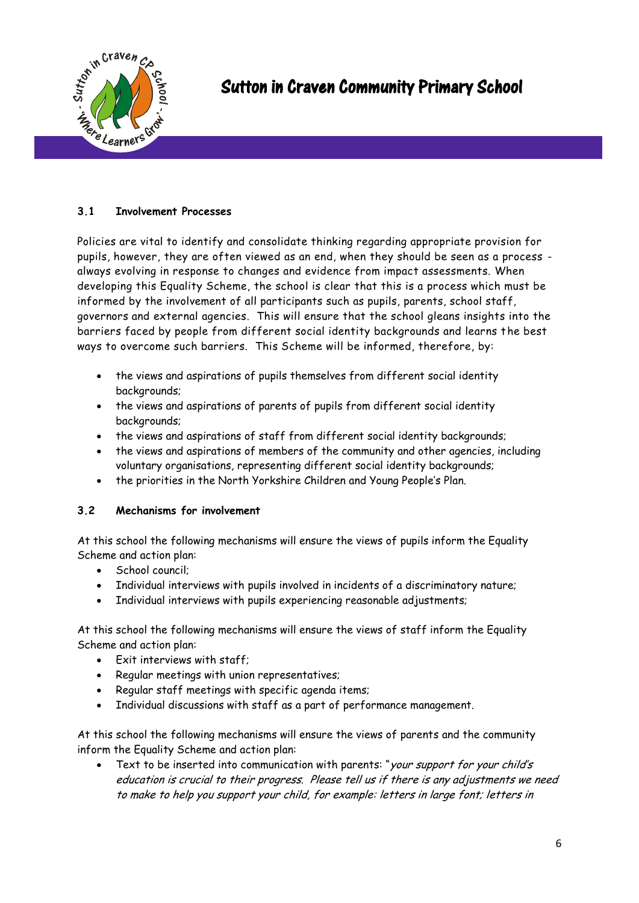### 3.1 Involvement Processes

Policies are vital to identify and consolidate thinking regarding appropriate provision for pupils, however, they are often viewed as an end, when they should be seen as a process - always evolving in response to changes and evidence from impact assessments. When developing this Equality Scheme, the school is clear that this is a process which must be informed by the involvement of all participants such as pupils, parents, school staff, governors and external agencies. This will ensure that the school gleans insights into the barriers faced by people from different social identity backgrounds and learns the best ways to overcome such barriers. This Scheme will be informed, therefore, by:

- the views and aspirations of pupils themselves from different social identity backgrounds;
- the views and aspirations of parents of pupils from different social identity backgrounds;
- the views and aspirations of staff from different social identity backgrounds;
- the views and aspirations of members of the community and other agencies, including voluntary organisations, representing different social identity backgrounds;
- the priorities in the North Yorkshire Children and Young People's Plan.

### 3.2 Mechanisms for involvement

At this school the following mechanisms will ensure the views of pupils inform the Equality Scheme and action plan:

- School council;
- Individual interviews with pupils involved in incidents of a discriminatory nature;
- Individual interviews with pupils experiencing reasonable adjustments;

At this school the following mechanisms will ensure the views of staff inform the Equality Scheme and action plan:

- Exit interviews with staff;
- Regular meetings with union representatives;
- Regular staff meetings with specific agenda items;
- Individual discussions with staff as a part of performance management.

At this school the following mechanisms will ensure the views of parents and the community inform the Equality Scheme and action plan:

- Text to be inserted into communication with parents: "*your support for your child's education is crucial to their progress. Please tell us if there is any adjustments we need to make to help you support your child, for example: letters in large font; letters in*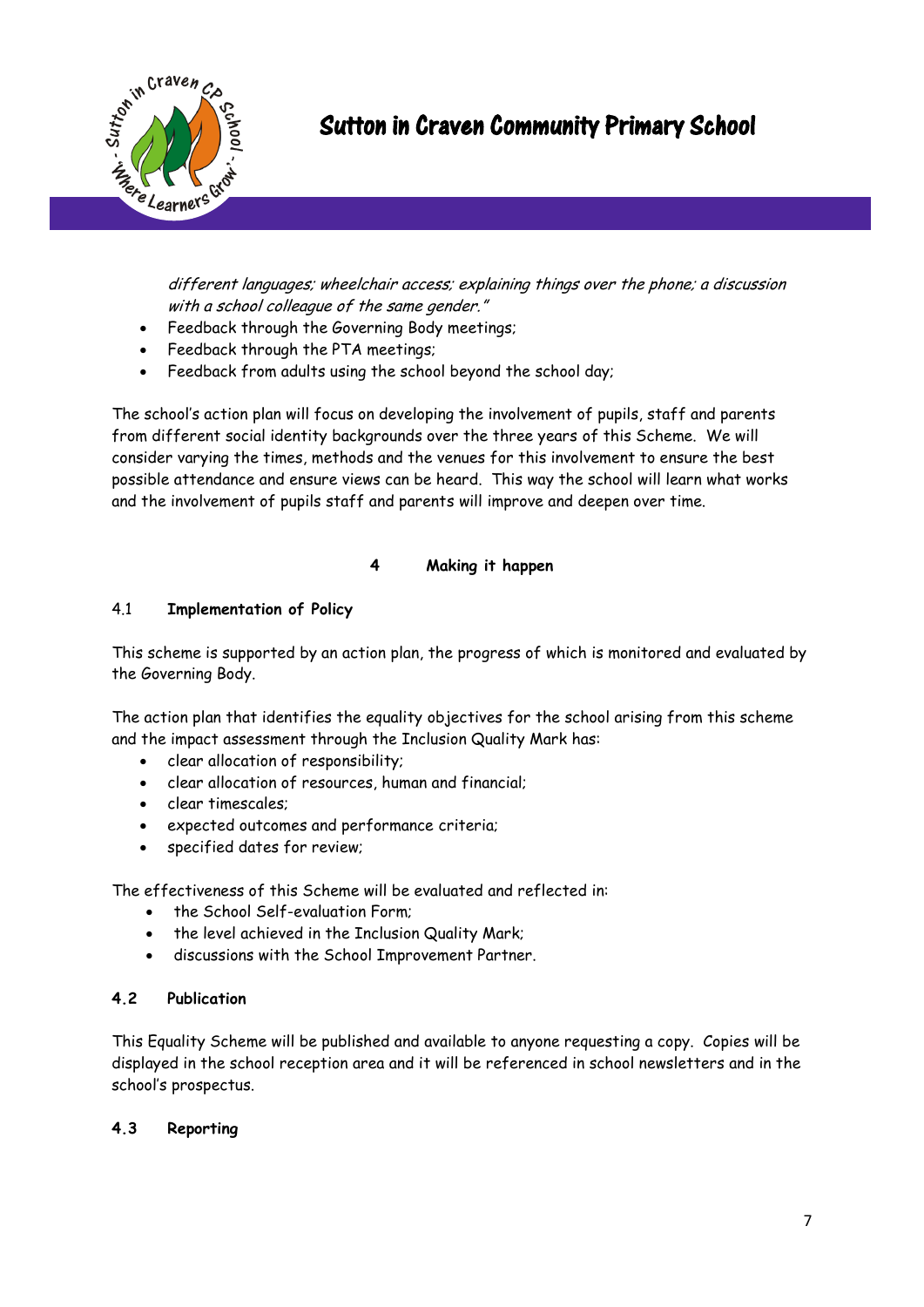*different languages; wheelchair access; explaining things over the phone; a discussion with a school colleague of the same gender."*

- Feedback through the Governing Body meetings;
- Feedback through the PTA meetings;
- Feedback from adults using the school beyond the school day;

The school's action plan will focus on developing the involvement of pupils, staff and parents from different social identity backgrounds over the three years of this Scheme. We will consider varying the times, methods and the venues for this involvement to ensure the best possible attendance and ensure views can be heard. This way the school will learn what works and the involvement of pupils staff and parents will improve and deepen over time.

## 4 Making it happen

### 4.1 Implementation of Policy

This scheme is supported by an action plan, the progress of which is monitored and evaluated by the Governing Body.

The action plan that identifies the equality objectives for the school arising from this scheme and the impact assessment through the Inclusion Quality Mark has:

- clear allocation of responsibility;
- clear allocation of resources, human and financial;
- clear timescales;
- expected outcomes and performance criteria;
- specified dates for review;

The effectiveness of this Scheme will be evaluated and reflected in:

- the School Self-evaluation Form;
- the level achieved in the Inclusion Quality Mark;
- discussions with the School Improvement Partner.

### 4.2 Publication

This Equality Scheme will be published and available to anyone requesting a copy. Copies will be displayed in the school reception area and it will be referenced in school newsletters and in the school's prospectus.

### 4.3 Reporting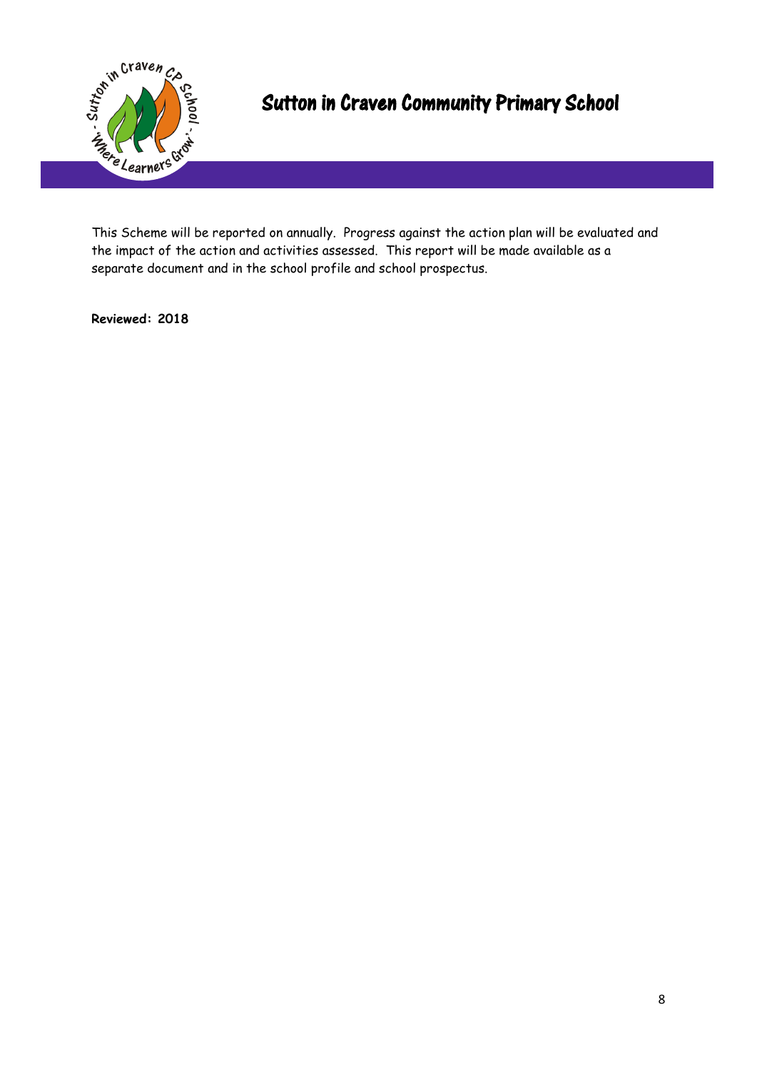This Scheme will be reported on annually. Progress against the action plan will be evaluated and the impact of the action and activities assessed. This report will be made available as a separate document and in the school profile and school prospectus.

**Reviewed: 2018**